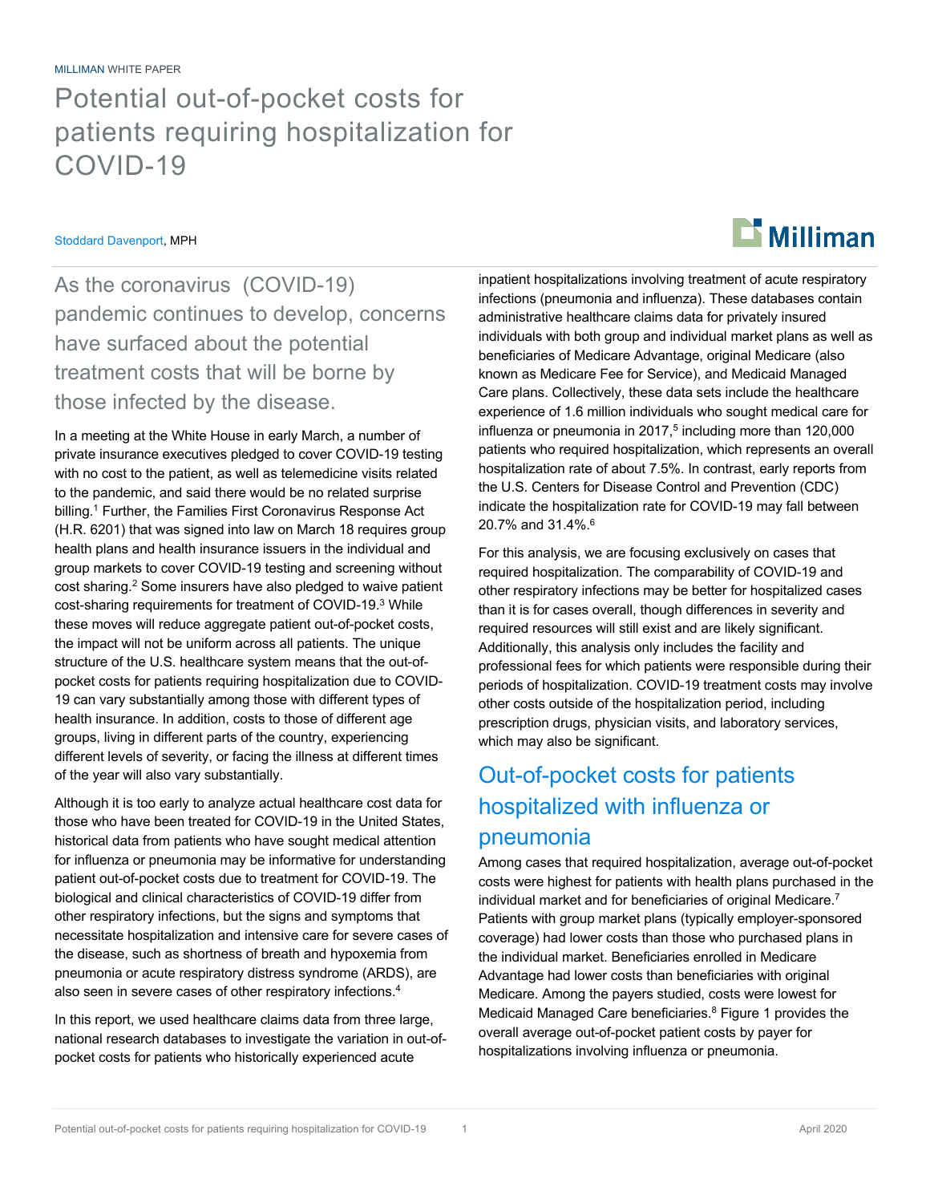MILLIMAN WHITE PAPER

# Potential out-of-pocket costs for patients requiring hospitalization for COVID-19

Stoddard Davenport, MPH

As the coronavirus (COVID-19) pandemic continues to develop, concerns have surfaced about the potential treatment costs that will be borne by those infected by the disease.

In a meeting at the White House in early March, a number of private insurance executives pledged to cover COVID-19 testing with no cost to the patient, as well as telemedicine visits related to the pandemic, and said there would be no related surprise billing.[1] Further, the Families First Coronavirus Response Act (H.R. 6201) that was signed into law on March 18 requires group health plans and health insurance issuers in the individual and group markets to cover COVID-19 testing and screening without cost sharing.[2] Some insurers have also pledged to waive patient cost-sharing requirements for treatment of COVID-19.[3] While these moves will reduce aggregate patient out-of-pocket costs, the impact will not be uniform across all patients. The unique structure of the U.S. healthcare system means that the out-of-pocket costs for patients requiring hospitalization due to COVID-19 can vary substantially among those with different types of health insurance. In addition, costs to those of different age groups, living in different parts of the country, experiencing different levels of severity, or facing the illness at different times of the year will also vary substantially.

Although it is too early to analyze actual healthcare cost data for those who have been treated for COVID-19 in the United States, historical data from patients who have sought medical attention for influenza or pneumonia may be informative for understanding patient out-of-pocket costs due to treatment for COVID-19. The biological and clinical characteristics of COVID-19 differ from other respiratory infections, but the signs and symptoms that necessitate hospitalization and intensive care for severe cases of the disease, such as shortness of breath and hypoxemia from pneumonia or acute respiratory distress syndrome (ARDS), are also seen in severe cases of other respiratory infections.[4]

In this report, we used healthcare claims data from three large, national research databases to investigate the variation in out-of-pocket costs for patients who historically experienced acute inpatient hospitalizations involving treatment of acute respiratory infections (pneumonia and influenza). These databases contain administrative healthcare claims data for privately insured individuals with both group and individual market plans as well as beneficiaries of Medicare Advantage, original Medicare (also known as Medicare Fee for Service), and Medicaid Managed Care plans. Collectively, these data sets include the healthcare experience of 1.6 million individuals who sought medical care for influenza or pneumonia in 2017,[5] including more than 120,000 patients who required hospitalization, which represents an overall hospitalization rate of about 7.5%. In contrast, early reports from the U.S. Centers for Disease Control and Prevention (CDC) indicate the hospitalization rate for COVID-19 may fall between 20.7% and 31.4%.[6]

For this analysis, we are focusing exclusively on cases that required hospitalization. The comparability of COVID-19 and other respiratory infections may be better for hospitalized cases than it is for cases overall, though differences in severity and required resources will still exist and are likely significant. Additionally, this analysis only includes the facility and professional fees for which patients were responsible during their periods of hospitalization. COVID-19 treatment costs may involve other costs outside of the hospitalization period, including prescription drugs, physician visits, and laboratory services, which may also be significant.

## Out-of-pocket costs for patients hospitalized with influenza or pneumonia

Among cases that required hospitalization, average out-of-pocket costs were highest for patients with health plans purchased in the individual market and for beneficiaries of original Medicare.[7] Patients with group market plans (typically employer-sponsored coverage) had lower costs than those who purchased plans in the individual market. Beneficiaries enrolled in Medicare Advantage had lower costs than beneficiaries with original Medicare. Among the payers studied, costs were lowest for Medicaid Managed Care beneficiaries.[8] Figure 1 provides the overall average out-of-pocket patient costs by payer for hospitalizations involving influenza or pneumonia.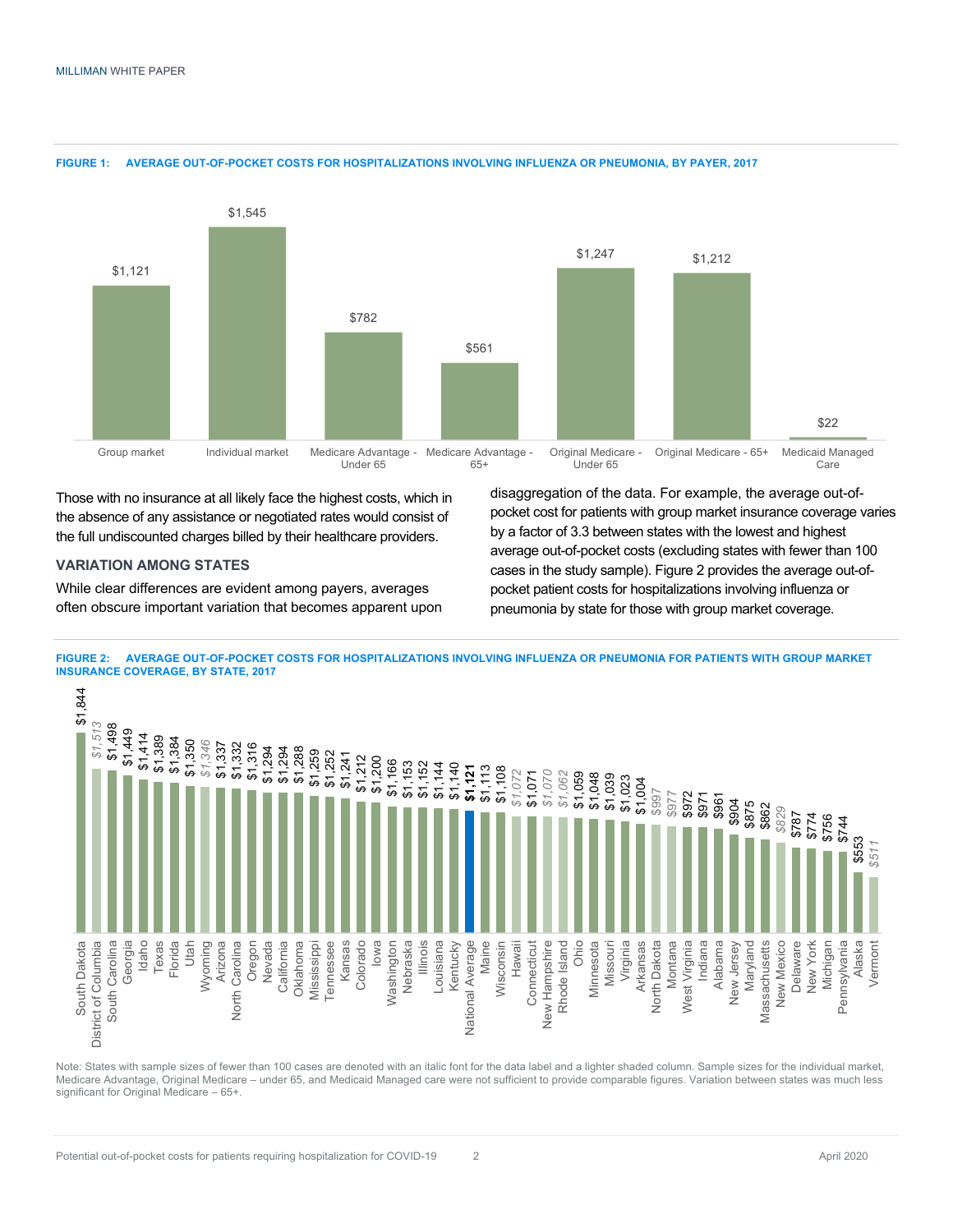**FIGURE 1: AVERAGE OUT-OF-POCKET COSTS FOR HOSPITALIZATIONS INVOLVING INFLUENZA OR PNEUMONIA, BY PAYER, 2017**

| Payer | Average out-of-pocket cost |
|---|---|
| Group market | $1,121 |
| Individual market | $1,545 |
| Medicare Advantage - Under 65 | $782 |
| Medicare Advantage - 65+ | $561 |
| Original Medicare - Under 65 | $1,247 |
| Original Medicare - 65+ | $1,212 |
| Medicaid Managed Care | $22 |

Those with no insurance at all likely face the highest costs, which in the absence of any assistance or negotiated rates would consist of the full undiscounted charges billed by their healthcare providers.

### VARIATION AMONG STATES

While clear differences are evident among payers, averages often obscure important variation that becomes apparent upon disaggregation of the data. For example, the average out-of-pocket cost for patients with group market insurance coverage varies by a factor of 3.3 between states with the lowest and highest average out-of-pocket costs (excluding states with fewer than 100 cases in the study sample). Figure 2 provides the average out-of-pocket patient costs for hospitalizations involving influenza or pneumonia by state for those with group market coverage.

**FIGURE 2: AVERAGE OUT-OF-POCKET COSTS FOR HOSPITALIZATIONS INVOLVING INFLUENZA OR PNEUMONIA FOR PATIENTS WITH GROUP MARKET INSURANCE COVERAGE, BY STATE, 2017**

| State | Average out-of-pocket cost |
|---|---|
| South Dakota | $1,844 |
| District of Columbia | *$1,513* |
| South Carolina | $1,498 |
| Georgia | $1,449 |
| Idaho | $1,414 |
| Texas | $1,389 |
| Florida | $1,384 |
| Utah | $1,350 |
| Wyoming | *$1,346* |
| Arizona | $1,337 |
| North Carolina | $1,332 |
| Oregon | $1,316 |
| Nevada | $1,294 |
| California | $1,294 |
| Oklahoma | $1,288 |
| Mississippi | $1,259 |
| Tennessee | $1,252 |
| Kansas | $1,241 |
| Colorado | $1,212 |
| Iowa | $1,200 |
| Washington | $1,166 |
| Nebraska | $1,153 |
| Illinois | $1,152 |
| Louisiana | $1,144 |
| Kentucky | $1,140 |
| **National Average** | **$1,121** |
| Maine | $1,113 |
| Wisconsin | $1,108 |
| Hawaii | *$1,072* |
| Connecticut | $1,071 |
| New Hampshire | *$1,070* |
| Rhode Island | *$1,062* |
| Ohio | $1,059 |
| Minnesota | $1,048 |
| Missouri | $1,039 |
| Virginia | $1,023 |
| Arkansas | $1,004 |
| North Dakota | *$997* |
| Montana | *$977* |
| West Virginia | $972 |
| Indiana | $971 |
| Alabama | $961 |
| New Jersey | $904 |
| Maryland | $875 |
| Massachusetts | $862 |
| New Mexico | *$829* |
| Delaware | $787 |
| New York | $774 |
| Michigan | $756 |
| Pennsylvania | $744 |
| Alaska | $553 |
| Vermont | *$511* |

Note: States with sample sizes of fewer than 100 cases are denoted with an italic font for the data label and a lighter shaded column. Sample sizes for the individual market, Medicare Advantage, Original Medicare – under 65, and Medicaid Managed care were not sufficient to provide comparable figures. Variation between states was much less significant for Original Medicare – 65+.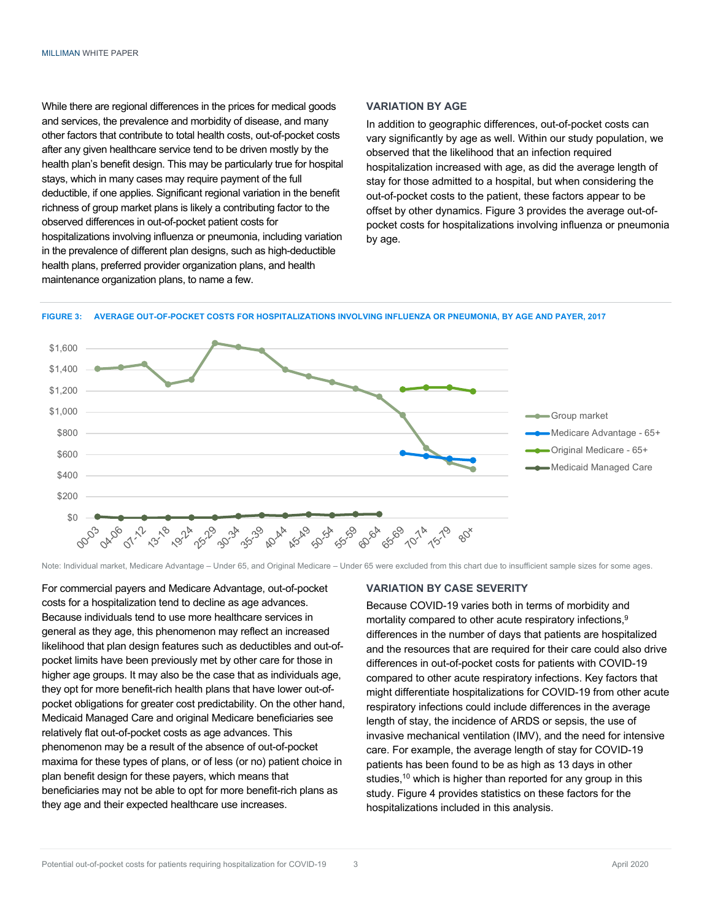While there are regional differences in the prices for medical goods and services, the prevalence and morbidity of disease, and many other factors that contribute to total health costs, out-of-pocket costs after any given healthcare service tend to be driven mostly by the health plan's benefit design. This may be particularly true for hospital stays, which in many cases may require payment of the full deductible, if one applies. Significant regional variation in the benefit richness of group market plans is likely a contributing factor to the observed differences in out-of-pocket patient costs for hospitalizations involving influenza or pneumonia, including variation in the prevalence of different plan designs, such as high-deductible health plans, preferred provider organization plans, and health maintenance organization plans, to name a few.

### VARIATION BY AGE

In addition to geographic differences, out-of-pocket costs can vary significantly by age as well. Within our study population, we observed that the likelihood that an infection required hospitalization increased with age, as did the average length of stay for those admitted to a hospital, but when considering the out-of-pocket costs to the patient, these factors appear to be offset by other dynamics. Figure 3 provides the average out-of-pocket costs for hospitalizations involving influenza or pneumonia by age.

**FIGURE 3: AVERAGE OUT-OF-POCKET COSTS FOR HOSPITALIZATIONS INVOLVING INFLUENZA OR PNEUMONIA, BY AGE AND PAYER, 2017**

Note: Individual market, Medicare Advantage – Under 65, and Original Medicare – Under 65 were excluded from this chart due to insufficient sample sizes for some ages.

For commercial payers and Medicare Advantage, out-of-pocket costs for a hospitalization tend to decline as age advances. Because individuals tend to use more healthcare services in general as they age, this phenomenon may reflect an increased likelihood that plan design features such as deductibles and out-of-pocket limits have been previously met by other care for those in higher age groups. It may also be the case that as individuals age, they opt for more benefit-rich health plans that have lower out-of-pocket obligations for greater cost predictability. On the other hand, Medicaid Managed Care and original Medicare beneficiaries see relatively flat out-of-pocket costs as age advances. This phenomenon may be a result of the absence of out-of-pocket maxima for these types of plans, or of less (or no) patient choice in plan benefit design for these payers, which means that beneficiaries may not be able to opt for more benefit-rich plans as they age and their expected healthcare use increases.

### VARIATION BY CASE SEVERITY

Because COVID-19 varies both in terms of morbidity and mortality compared to other acute respiratory infections,[9] differences in the number of days that patients are hospitalized and the resources that are required for their care could also drive differences in out-of-pocket costs for patients with COVID-19 compared to other acute respiratory infections. Key factors that might differentiate hospitalizations for COVID-19 from other acute respiratory infections could include differences in the average length of stay, the incidence of ARDS or sepsis, the use of invasive mechanical ventilation (IMV), and the need for intensive care. For example, the average length of stay for COVID-19 patients has been found to be as high as 13 days in other studies,[10] which is higher than reported for any group in this study. Figure 4 provides statistics on these factors for the hospitalizations included in this analysis.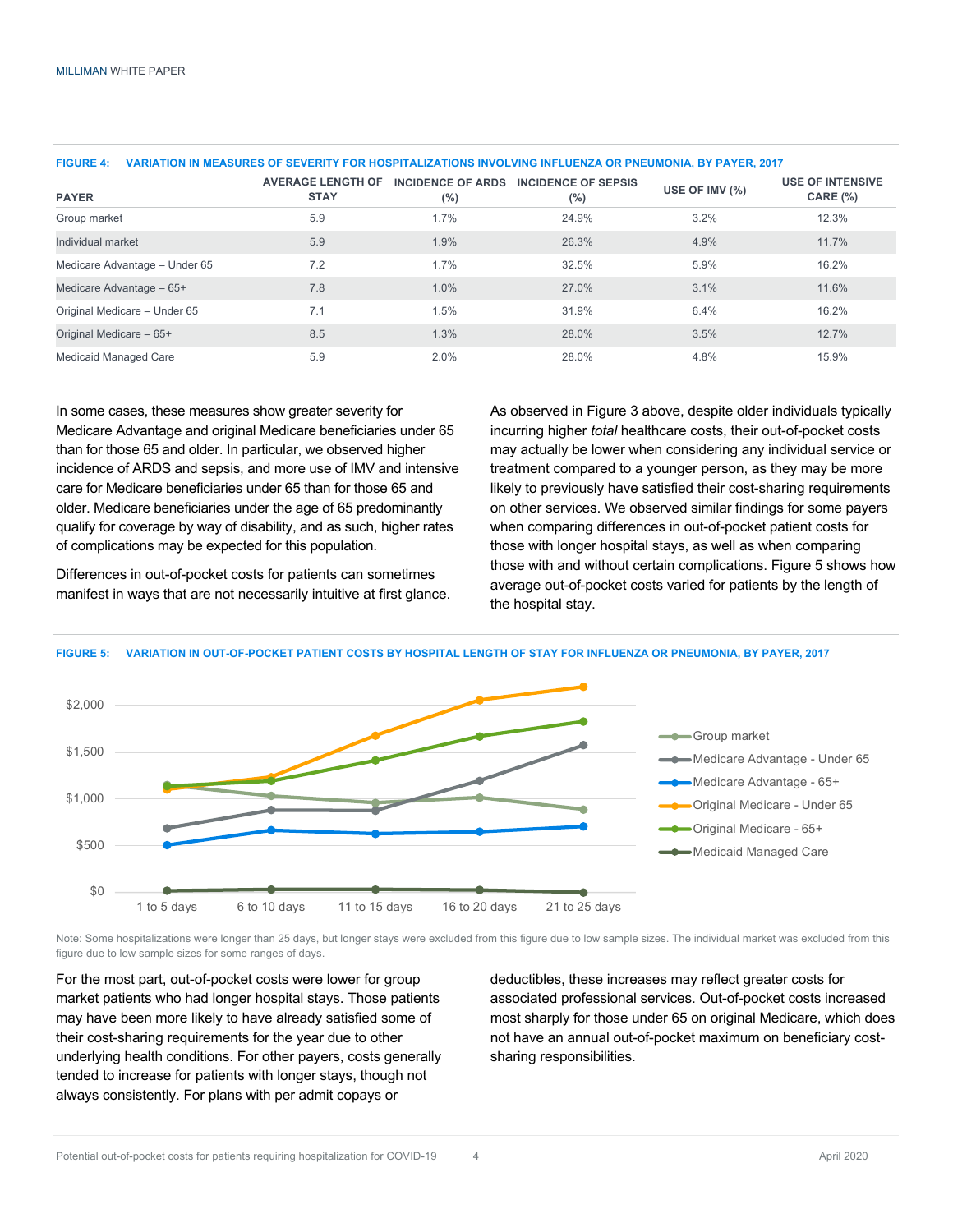FIGURE 4: VARIATION IN MEASURES OF SEVERITY FOR HOSPITALIZATIONS INVOLVING INFLUENZA OR PNEUMONIA, BY PAYER, 2017

| PAYER | AVERAGE LENGTH OF STAY | INCIDENCE OF ARDS (%) | INCIDENCE OF SEPSIS (%) | USE OF IMV (%) | USE OF INTENSIVE CARE (%) |
|---|---|---|---|---|---|
| Group market | 5.9 | 1.7% | 24.9% | 3.2% | 12.3% |
| Individual market | 5.9 | 1.9% | 26.3% | 4.9% | 11.7% |
| Medicare Advantage – Under 65 | 7.2 | 1.7% | 32.5% | 5.9% | 16.2% |
| Medicare Advantage – 65+ | 7.8 | 1.0% | 27.0% | 3.1% | 11.6% |
| Original Medicare – Under 65 | 7.1 | 1.5% | 31.9% | 6.4% | 16.2% |
| Original Medicare – 65+ | 8.5 | 1.3% | 28.0% | 3.5% | 12.7% |
| Medicaid Managed Care | 5.9 | 2.0% | 28.0% | 4.8% | 15.9% |

In some cases, these measures show greater severity for Medicare Advantage and original Medicare beneficiaries under 65 than for those 65 and older. In particular, we observed higher incidence of ARDS and sepsis, and more use of IMV and intensive care for Medicare beneficiaries under 65 than for those 65 and older. Medicare beneficiaries under the age of 65 predominantly qualify for coverage by way of disability, and as such, higher rates of complications may be expected for this population.

Differences in out-of-pocket costs for patients can sometimes manifest in ways that are not necessarily intuitive at first glance.

As observed in Figure 3 above, despite older individuals typically incurring higher *total* healthcare costs, their out-of-pocket costs may actually be lower when considering any individual service or treatment compared to a younger person, as they may be more likely to previously have satisfied their cost-sharing requirements on other services. We observed similar findings for some payers when comparing differences in out-of-pocket patient costs for those with longer hospital stays, as well as when comparing those with and without certain complications. Figure 5 shows how average out-of-pocket costs varied for patients by the length of the hospital stay.

FIGURE 5: VARIATION IN OUT-OF-POCKET PATIENT COSTS BY HOSPITAL LENGTH OF STAY FOR INFLUENZA OR PNEUMONIA, BY PAYER, 2017

Note: Some hospitalizations were longer than 25 days, but longer stays were excluded from this figure due to low sample sizes. The individual market was excluded from this figure due to low sample sizes for some ranges of days.

For the most part, out-of-pocket costs were lower for group market patients who had longer hospital stays. Those patients may have been more likely to have already satisfied some of their cost-sharing requirements for the year due to other underlying health conditions. For other payers, costs generally tended to increase for patients with longer stays, though not always consistently. For plans with per admit copays or deductibles, these increases may reflect greater costs for associated professional services. Out-of-pocket costs increased most sharply for those under 65 on original Medicare, which does not have an annual out-of-pocket maximum on beneficiary cost-sharing responsibilities.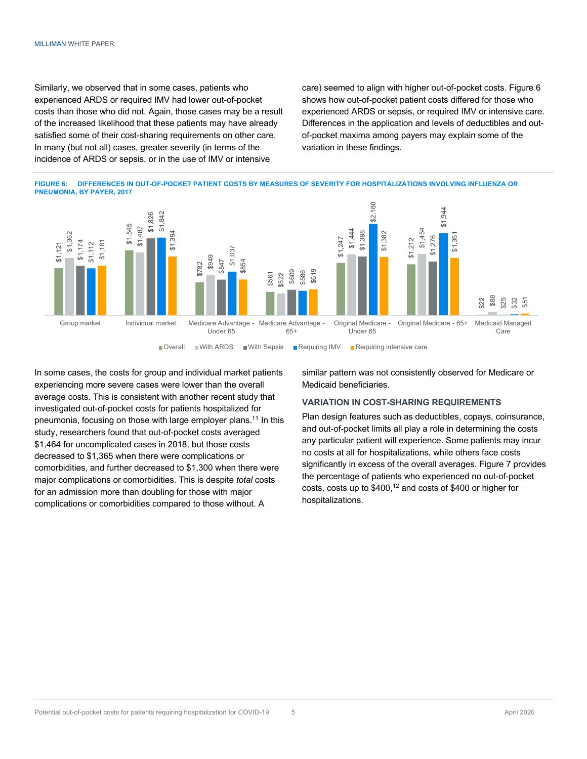Similarly, we observed that in some cases, patients who experienced ARDS or required IMV had lower out-of-pocket costs than those who did not. Again, those cases may be a result of the increased likelihood that these patients may have already satisfied some of their cost-sharing requirements on other care. In many (but not all) cases, greater severity (in terms of the incidence of ARDS or sepsis, or in the use of IMV or intensive care) seemed to align with higher out-of-pocket costs. Figure 6 shows how out-of-pocket patient costs differed for those who experienced ARDS or sepsis, or required IMV or intensive care. Differences in the application and levels of deductibles and out-of-pocket maxima among payers may explain some of the variation in these findings.

**FIGURE 6: DIFFERENCES IN OUT-OF-POCKET PATIENT COSTS BY MEASURES OF SEVERITY FOR HOSPITALIZATIONS INVOLVING INFLUENZA OR PNEUMONIA, BY PAYER, 2017**

| | Overall | With ARDS | With Sepsis | Requiring IMV | Requiring intensive care |
|---|---|---|---|---|---|
| Group market | $1,121 | $1,362 | $1,174 | $1,112 | $1,181 |
| Individual market | $1,545 | $1,487 | $1,826 | $1,842 | $1,394 |
| Medicare Advantage - Under 65 | $782 | $949 | $847 | $1,037 | $854 |
| Medicare Advantage - 65+ | $561 | $522 | $609 | $586 | $619 |
| Original Medicare - Under 65 | $1,247 | $1,444 | $1,398 | $2,160 | $1,382 |
| Original Medicare - 65+ | $1,212 | $1,454 | $1,276 | $1,944 | $1,361 |
| Medicaid Managed Care | $22 | $88 | $25 | $32 | $51 |

In some cases, the costs for group and individual market patients experiencing more severe cases were lower than the overall average costs. This is consistent with another recent study that investigated out-of-pocket costs for patients hospitalized for pneumonia, focusing on those with large employer plans.[11] In this study, researchers found that out-of-pocket costs averaged $1,464 for uncomplicated cases in 2018, but those costs decreased to $1,365 when there were complications or comorbidities, and further decreased to $1,300 when there were major complications or comorbidities. This is despite *total* costs for an admission more than doubling for those with major complications or comorbidities compared to those without. A similar pattern was not consistently observed for Medicare or Medicaid beneficiaries.

## VARIATION IN COST-SHARING REQUIREMENTS

Plan design features such as deductibles, copays, coinsurance, and out-of-pocket limits all play a role in determining the costs any particular patient will experience. Some patients may incur no costs at all for hospitalizations, while others face costs significantly in excess of the overall averages. Figure 7 provides the percentage of patients who experienced no out-of-pocket costs, costs up to $400,[12] and costs of $400 or higher for hospitalizations.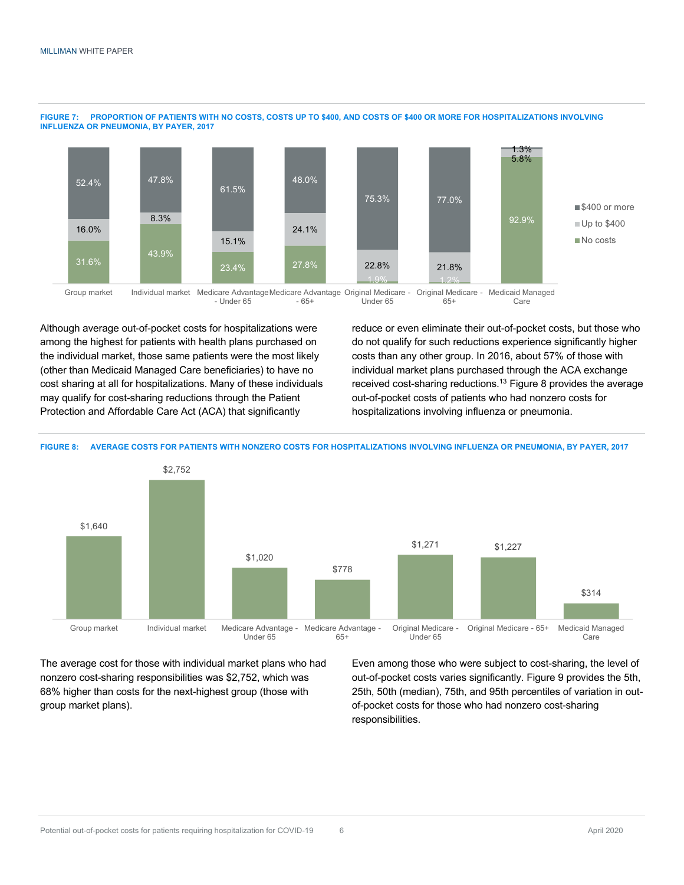**FIGURE 7: PROPORTION OF PATIENTS WITH NO COSTS, COSTS UP TO $400, AND COSTS OF $400 OR MORE FOR HOSPITALIZATIONS INVOLVING INFLUENZA OR PNEUMONIA, BY PAYER, 2017**

| Payer | No costs | Up to $400 | $400 or more |
|---|---|---|---|
| Group market | 31.6% | 16.0% | 52.4% |
| Individual market | 43.9% | 8.3% | 47.8% |
| Medicare Advantage - Under 65 | 23.4% | 15.1% | 61.5% |
| Medicare Advantage - 65+ | 27.8% | 24.1% | 48.0% |
| Original Medicare - Under 65 | 1.9% | 22.8% | 75.3% |
| Original Medicare - 65+ | 1.2% | 21.8% | 77.0% |
| Medicaid Managed Care | 92.9% | 5.8% | 1.3% |

Although average out-of-pocket costs for hospitalizations were among the highest for patients with health plans purchased on the individual market, those same patients were the most likely (other than Medicaid Managed Care beneficiaries) to have no cost sharing at all for hospitalizations. Many of these individuals may qualify for cost-sharing reductions through the Patient Protection and Affordable Care Act (ACA) that significantly reduce or even eliminate their out-of-pocket costs, but those who do not qualify for such reductions experience significantly higher costs than any other group. In 2016, about 57% of those with individual market plans purchased through the ACA exchange received cost-sharing reductions.[13] Figure 8 provides the average out-of-pocket costs of patients who had nonzero costs for hospitalizations involving influenza or pneumonia.

**FIGURE 8: AVERAGE COSTS FOR PATIENTS WITH NONZERO COSTS FOR HOSPITALIZATIONS INVOLVING INFLUENZA OR PNEUMONIA, BY PAYER, 2017**

| Payer | Average cost |
|---|---|
| Group market | $1,640 |
| Individual market | $2,752 |
| Medicare Advantage - Under 65 | $1,020 |
| Medicare Advantage - 65+ | $778 |
| Original Medicare - Under 65 | $1,271 |
| Original Medicare - 65+ | $1,227 |
| Medicaid Managed Care | $314 |

The average cost for those with individual market plans who had nonzero cost-sharing responsibilities was $2,752, which was 68% higher than costs for the next-highest group (those with group market plans).

Even among those who were subject to cost-sharing, the level of out-of-pocket costs varies significantly. Figure 9 provides the 5th, 25th, 50th (median), 75th, and 95th percentiles of variation in out-of-pocket costs for those who had nonzero cost-sharing responsibilities.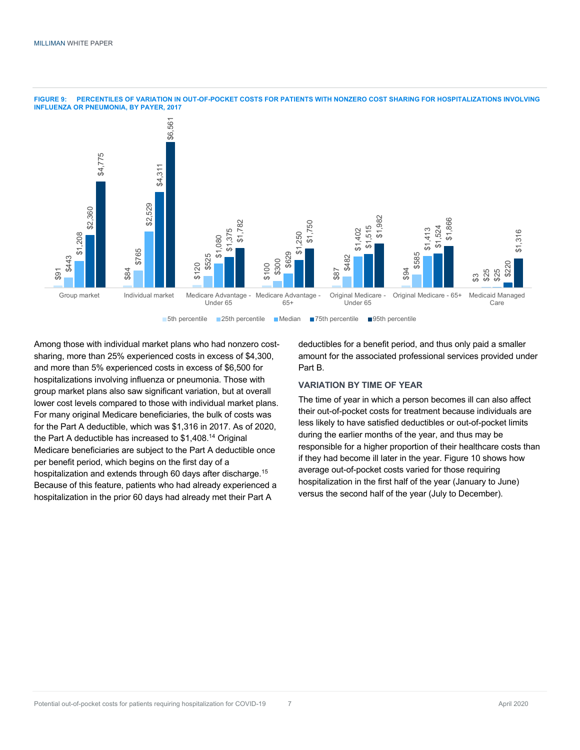**FIGURE 9: PERCENTILES OF VARIATION IN OUT-OF-POCKET COSTS FOR PATIENTS WITH NONZERO COST SHARING FOR HOSPITALIZATIONS INVOLVING INFLUENZA OR PNEUMONIA, BY PAYER, 2017**

| Payer | 5th percentile | 25th percentile | Median | 75th percentile | 95th percentile |
|---|---|---|---|---|---|
| Group market | $91 | $443 | $1,208 | $2,360 | $4,775 |
| Individual market | $84 | $765 | $2,529 | $4,311 | $6,561 |
| Medicare Advantage - Under 65 | $120 | $525 | $1,080 | $1,375 | $1,782 |
| Medicare Advantage - 65+ | $100 | $300 | $629 | $1,250 | $1,750 |
| Original Medicare - Under 65 | $87 | $482 | $1,402 | $1,515 | $1,982 |
| Original Medicare - 65+ | $94 | $585 | $1,413 | $1,524 | $1,866 |
| Medicaid Managed Care | $3 | $25 | $25 | $220 | $1,316 |

Among those with individual market plans who had nonzero cost-sharing, more than 25% experienced costs in excess of $4,300, and more than 5% experienced costs in excess of $6,500 for hospitalizations involving influenza or pneumonia. Those with group market plans also saw significant variation, but at overall lower cost levels compared to those with individual market plans. For many original Medicare beneficiaries, the bulk of costs was for the Part A deductible, which was $1,316 in 2017. As of 2020, the Part A deductible has increased to $1,408.[14] Original Medicare beneficiaries are subject to the Part A deductible once per benefit period, which begins on the first day of a hospitalization and extends through 60 days after discharge.[15] Because of this feature, patients who had already experienced a hospitalization in the prior 60 days had already met their Part A deductibles for a benefit period, and thus only paid a smaller amount for the associated professional services provided under Part B.

### VARIATION BY TIME OF YEAR

The time of year in which a person becomes ill can also affect their out-of-pocket costs for treatment because individuals are less likely to have satisfied deductibles or out-of-pocket limits during the earlier months of the year, and thus may be responsible for a higher proportion of their healthcare costs than if they had become ill later in the year. Figure 10 shows how average out-of-pocket costs varied for those requiring hospitalization in the first half of the year (January to June) versus the second half of the year (July to December).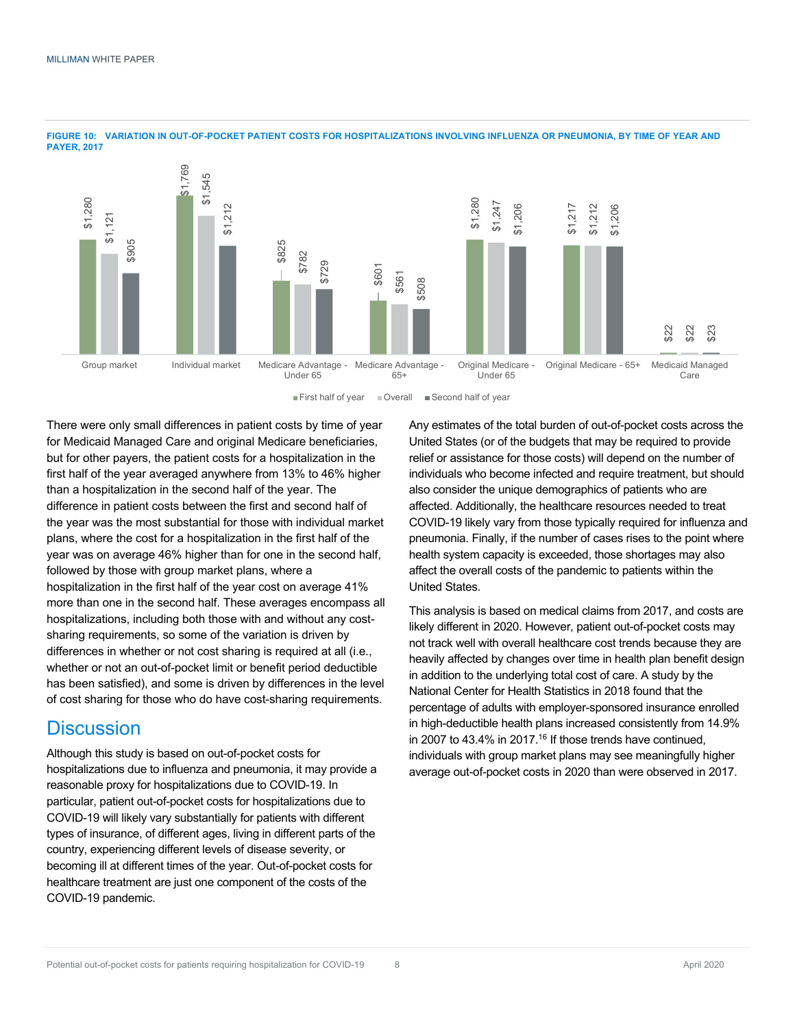FIGURE 10: VARIATION IN OUT-OF-POCKET PATIENT COSTS FOR HOSPITALIZATIONS INVOLVING INFLUENZA OR PNEUMONIA, BY TIME OF YEAR AND PAYER, 2017

| Payer | First half of year | Overall | Second half of year |
|---|---|---|---|
| Group market | $1,280 | $1,121 | $905 |
| Individual market | $1,769 | $1,545 | $1,212 |
| Medicare Advantage - Under 65 | $825 | $782 | $729 |
| Medicare Advantage - 65+ | $601 | $561 | $508 |
| Original Medicare - Under 65 | $1,280 | $1,247 | $1,206 |
| Original Medicare - 65+ | $1,217 | $1,212 | $1,206 |
| Medicaid Managed Care | $22 | $22 | $23 |

There were only small differences in patient costs by time of year for Medicaid Managed Care and original Medicare beneficiaries, but for other payers, the patient costs for a hospitalization in the first half of the year averaged anywhere from 13% to 46% higher than a hospitalization in the second half of the year. The difference in patient costs between the first and second half of the year was the most substantial for those with individual market plans, where the cost for a hospitalization in the first half of the year was on average 46% higher than for one in the second half, followed by those with group market plans, where a hospitalization in the first half of the year cost on average 41% more than one in the second half. These averages encompass all hospitalizations, including both those with and without any cost-sharing requirements, so some of the variation is driven by differences in whether or not cost sharing is required at all (i.e., whether or not an out-of-pocket limit or benefit period deductible has been satisfied), and some is driven by differences in the level of cost sharing for those who do have cost-sharing requirements.

## Discussion

Although this study is based on out-of-pocket costs for hospitalizations due to influenza and pneumonia, it may provide a reasonable proxy for hospitalizations due to COVID-19. In particular, patient out-of-pocket costs for hospitalizations due to COVID-19 will likely vary substantially for patients with different types of insurance, of different ages, living in different parts of the country, experiencing different levels of disease severity, or becoming ill at different times of the year. Out-of-pocket costs for healthcare treatment are just one component of the costs of the COVID-19 pandemic.

Any estimates of the total burden of out-of-pocket costs across the United States (or of the budgets that may be required to provide relief or assistance for those costs) will depend on the number of individuals who become infected and require treatment, but should also consider the unique demographics of patients who are affected. Additionally, the healthcare resources needed to treat COVID-19 likely vary from those typically required for influenza and pneumonia. Finally, if the number of cases rises to the point where health system capacity is exceeded, those shortages may also affect the overall costs of the pandemic to patients within the United States.

This analysis is based on medical claims from 2017, and costs are likely different in 2020. However, patient out-of-pocket costs may not track well with overall healthcare cost trends because they are heavily affected by changes over time in health plan benefit design in addition to the underlying total cost of care. A study by the National Center for Health Statistics in 2018 found that the percentage of adults with employer-sponsored insurance enrolled in high-deductible health plans increased consistently from 14.9% in 2007 to 43.4% in 2017.[16] If those trends have continued, individuals with group market plans may see meaningfully higher average out-of-pocket costs in 2020 than were observed in 2017.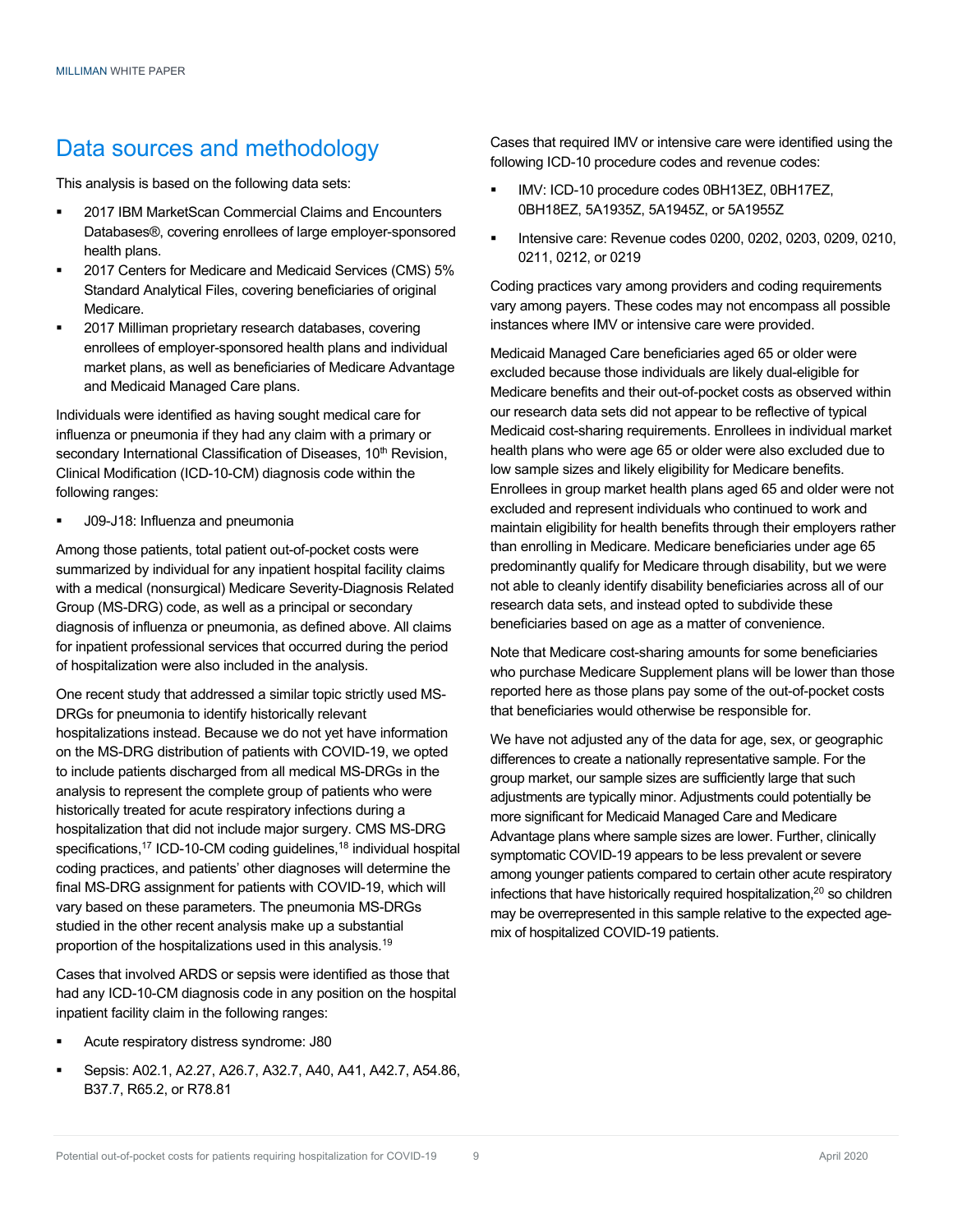# Data sources and methodology

This analysis is based on the following data sets:

- 2017 IBM MarketScan Commercial Claims and Encounters Databases®, covering enrollees of large employer-sponsored health plans.
- 2017 Centers for Medicare and Medicaid Services (CMS) 5% Standard Analytical Files, covering beneficiaries of original Medicare.
- 2017 Milliman proprietary research databases, covering enrollees of employer-sponsored health plans and individual market plans, as well as beneficiaries of Medicare Advantage and Medicaid Managed Care plans.

Individuals were identified as having sought medical care for influenza or pneumonia if they had any claim with a primary or secondary International Classification of Diseases, 10th Revision, Clinical Modification (ICD-10-CM) diagnosis code within the following ranges:

- J09-J18: Influenza and pneumonia

Among those patients, total patient out-of-pocket costs were summarized by individual for any inpatient hospital facility claims with a medical (nonsurgical) Medicare Severity-Diagnosis Related Group (MS-DRG) code, as well as a principal or secondary diagnosis of influenza or pneumonia, as defined above. All claims for inpatient professional services that occurred during the period of hospitalization were also included in the analysis.

One recent study that addressed a similar topic strictly used MS-DRGs for pneumonia to identify historically relevant hospitalizations instead. Because we do not yet have information on the MS-DRG distribution of patients with COVID-19, we opted to include patients discharged from all medical MS-DRGs in the analysis to represent the complete group of patients who were historically treated for acute respiratory infections during a hospitalization that did not include major surgery. CMS MS-DRG specifications,[17] ICD-10-CM coding guidelines,[18] individual hospital coding practices, and patients' other diagnoses will determine the final MS-DRG assignment for patients with COVID-19, which will vary based on these parameters. The pneumonia MS-DRGs studied in the other recent analysis make up a substantial proportion of the hospitalizations used in this analysis.[19]

Cases that involved ARDS or sepsis were identified as those that had any ICD-10-CM diagnosis code in any position on the hospital inpatient facility claim in the following ranges:

- Acute respiratory distress syndrome: J80
- Sepsis: A02.1, A2.27, A26.7, A32.7, A40, A41, A42.7, A54.86, B37.7, R65.2, or R78.81

Cases that required IMV or intensive care were identified using the following ICD-10 procedure codes and revenue codes:

- IMV: ICD-10 procedure codes 0BH13EZ, 0BH17EZ, 0BH18EZ, 5A1935Z, 5A1945Z, or 5A1955Z
- Intensive care: Revenue codes 0200, 0202, 0203, 0209, 0210, 0211, 0212, or 0219

Coding practices vary among providers and coding requirements vary among payers. These codes may not encompass all possible instances where IMV or intensive care were provided.

Medicaid Managed Care beneficiaries aged 65 or older were excluded because those individuals are likely dual-eligible for Medicare benefits and their out-of-pocket costs as observed within our research data sets did not appear to be reflective of typical Medicaid cost-sharing requirements. Enrollees in individual market health plans who were age 65 or older were also excluded due to low sample sizes and likely eligibility for Medicare benefits. Enrollees in group market health plans aged 65 and older were not excluded and represent individuals who continued to work and maintain eligibility for health benefits through their employers rather than enrolling in Medicare. Medicare beneficiaries under age 65 predominantly qualify for Medicare through disability, but we were not able to cleanly identify disability beneficiaries across all of our research data sets, and instead opted to subdivide these beneficiaries based on age as a matter of convenience.

Note that Medicare cost-sharing amounts for some beneficiaries who purchase Medicare Supplement plans will be lower than those reported here as those plans pay some of the out-of-pocket costs that beneficiaries would otherwise be responsible for.

We have not adjusted any of the data for age, sex, or geographic differences to create a nationally representative sample. For the group market, our sample sizes are sufficiently large that such adjustments are typically minor. Adjustments could potentially be more significant for Medicaid Managed Care and Medicare Advantage plans where sample sizes are lower. Further, clinically symptomatic COVID-19 appears to be less prevalent or severe among younger patients compared to certain other acute respiratory infections that have historically required hospitalization,[20] so children may be overrepresented in this sample relative to the expected age-mix of hospitalized COVID-19 patients.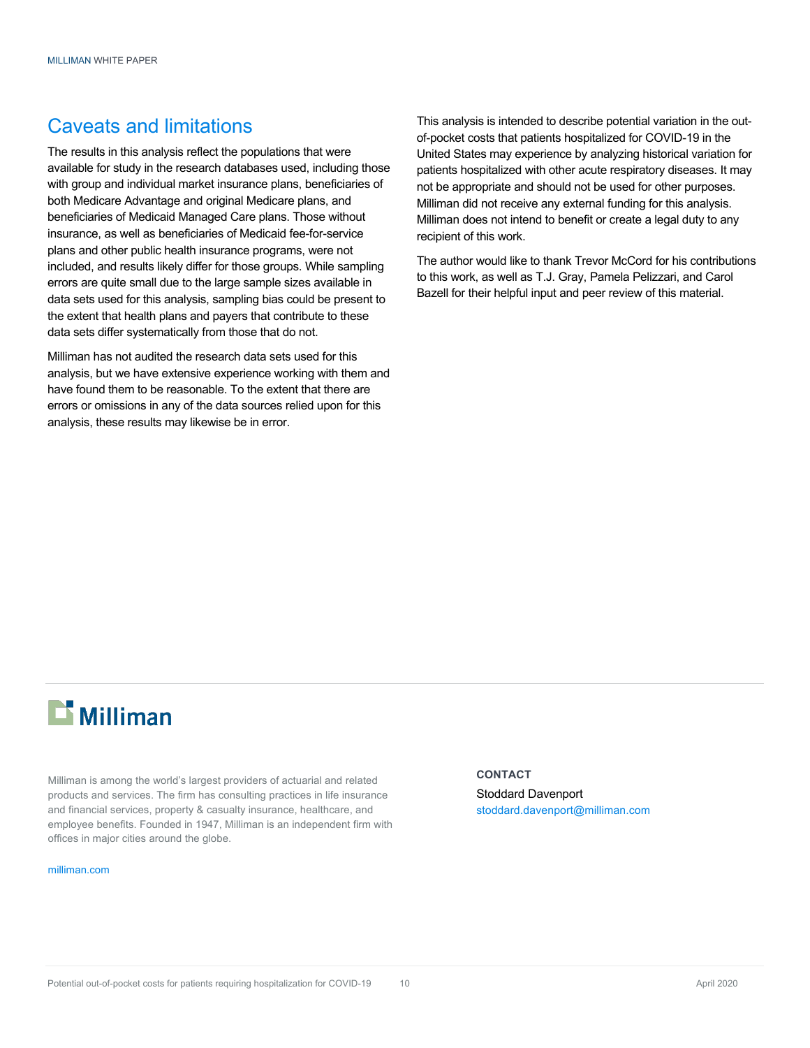## Caveats and limitations

The results in this analysis reflect the populations that were available for study in the research databases used, including those with group and individual market insurance plans, beneficiaries of both Medicare Advantage and original Medicare plans, and beneficiaries of Medicaid Managed Care plans. Those without insurance, as well as beneficiaries of Medicaid fee-for-service plans and other public health insurance programs, were not included, and results likely differ for those groups. While sampling errors are quite small due to the large sample sizes available in data sets used for this analysis, sampling bias could be present to the extent that health plans and payers that contribute to these data sets differ systematically from those that do not.

Milliman has not audited the research data sets used for this analysis, but we have extensive experience working with them and have found them to be reasonable. To the extent that there are errors or omissions in any of the data sources relied upon for this analysis, these results may likewise be in error.

This analysis is intended to describe potential variation in the out-of-pocket costs that patients hospitalized for COVID-19 in the United States may experience by analyzing historical variation for patients hospitalized with other acute respiratory diseases. It may not be appropriate and should not be used for other purposes. Milliman did not receive any external funding for this analysis. Milliman does not intend to benefit or create a legal duty to any recipient of this work.

The author would like to thank Trevor McCord for his contributions to this work, as well as T.J. Gray, Pamela Pelizzari, and Carol Bazell for their helpful input and peer review of this material.

---

**Milliman**

Milliman is among the world's largest providers of actuarial and related products and services. The firm has consulting practices in life insurance and financial services, property & casualty insurance, healthcare, and employee benefits. Founded in 1947, Milliman is an independent firm with offices in major cities around the globe.

milliman.com

**CONTACT**

Stoddard Davenport
stoddard.davenport@milliman.com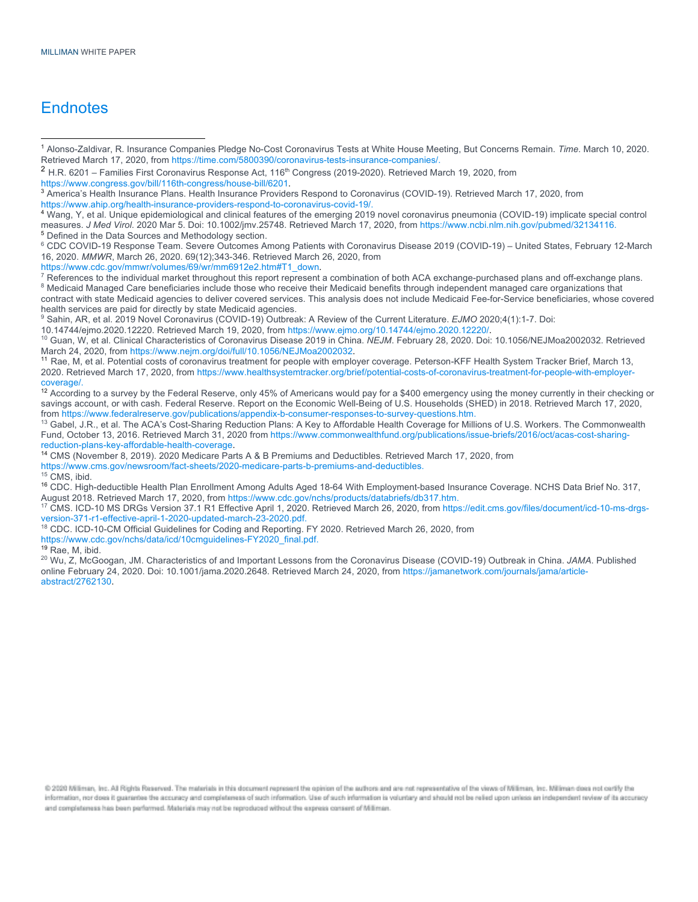# Endnotes

[1] Alonso-Zaldivar, R. Insurance Companies Pledge No-Cost Coronavirus Tests at White House Meeting, But Concerns Remain. *Time*. March 10, 2020. Retrieved March 17, 2020, from https://time.com/5800390/coronavirus-tests-insurance-companies/.

[2] H.R. 6201 – Families First Coronavirus Response Act, 116th Congress (2019-2020). Retrieved March 19, 2020, from https://www.congress.gov/bill/116th-congress/house-bill/6201.

[3] America's Health Insurance Plans. Health Insurance Providers Respond to Coronavirus (COVID-19). Retrieved March 17, 2020, from https://www.ahip.org/health-insurance-providers-respond-to-coronavirus-covid-19/.

[4] Wang, Y, et al. Unique epidemiological and clinical features of the emerging 2019 novel coronavirus pneumonia (COVID-19) implicate special control measures. *J Med Virol*. 2020 Mar 5. Doi: 10.1002/jmv.25748. Retrieved March 17, 2020, from https://www.ncbi.nlm.nih.gov/pubmed/32134116.

[5] Defined in the Data Sources and Methodology section.

[6] CDC COVID-19 Response Team. Severe Outcomes Among Patients with Coronavirus Disease 2019 (COVID-19) – United States, February 12-March 16, 2020. *MMWR*, March 26, 2020. 69(12);343-346. Retrieved March 26, 2020, from https://www.cdc.gov/mmwr/volumes/69/wr/mm6912e2.htm#T1_down.

[7] References to the individual market throughout this report represent a combination of both ACA exchange-purchased plans and off-exchange plans.

[8] Medicaid Managed Care beneficiaries include those who receive their Medicaid benefits through independent managed care organizations that contract with state Medicaid agencies to deliver covered services. This analysis does not include Medicaid Fee-for-Service beneficiaries, whose covered health services are paid for directly by state Medicaid agencies.

[9] Sahin, AR, et al. 2019 Novel Coronavirus (COVID-19) Outbreak: A Review of the Current Literature. *EJMO* 2020;4(1):1-7. Doi: 10.14744/ejmo.2020.12220. Retrieved March 19, 2020, from https://www.ejmo.org/10.14744/ejmo.2020.12220/.

[10] Guan, W, et al. Clinical Characteristics of Coronavirus Disease 2019 in China. *NEJM*. February 28, 2020. Doi: 10.1056/NEJMoa2002032. Retrieved March 24, 2020, from https://www.nejm.org/doi/full/10.1056/NEJMoa2002032.

[11] Rae, M, et al. Potential costs of coronavirus treatment for people with employer coverage. Peterson-KFF Health System Tracker Brief, March 13, 2020. Retrieved March 17, 2020, from https://www.healthsystemtracker.org/brief/potential-costs-of-coronavirus-treatment-for-people-with-employer-coverage/.

[12] According to a survey by the Federal Reserve, only 45% of Americans would pay for a $400 emergency using the money currently in their checking or savings account, or with cash. Federal Reserve. Report on the Economic Well-Being of U.S. Households (SHED) in 2018. Retrieved March 17, 2020, from https://www.federalreserve.gov/publications/appendix-b-consumer-responses-to-survey-questions.htm.

[13] Gabel, J.R., et al. The ACA's Cost-Sharing Reduction Plans: A Key to Affordable Health Coverage for Millions of U.S. Workers. The Commonwealth Fund, October 13, 2016. Retrieved March 31, 2020 from https://www.commonwealthfund.org/publications/issue-briefs/2016/oct/acas-cost-sharing-reduction-plans-key-affordable-health-coverage.

[14] CMS (November 8, 2019). 2020 Medicare Parts A & B Premiums and Deductibles. Retrieved March 17, 2020, from https://www.cms.gov/newsroom/fact-sheets/2020-medicare-parts-b-premiums-and-deductibles.

[15] CMS, ibid.

[16] CDC. High-deductible Health Plan Enrollment Among Adults Aged 18-64 With Employment-based Insurance Coverage. NCHS Data Brief No. 317, August 2018. Retrieved March 17, 2020, from https://www.cdc.gov/nchs/products/databriefs/db317.htm.

[17] CMS. ICD-10 MS DRGs Version 37.1 R1 Effective April 1, 2020. Retrieved March 26, 2020, from https://edit.cms.gov/files/document/icd-10-ms-drgs-version-371-r1-effective-april-1-2020-updated-march-23-2020.pdf.

[18] CDC. ICD-10-CM Official Guidelines for Coding and Reporting. FY 2020. Retrieved March 26, 2020, from https://www.cdc.gov/nchs/data/icd/10cmguidelines-FY2020_final.pdf.

[19] Rae, M, ibid.

[20] Wu, Z, McGoogan, JM. Characteristics of and Important Lessons from the Coronavirus Disease (COVID-19) Outbreak in China. *JAMA*. Published online February 24, 2020. Doi: 10.1001/jama.2020.2648. Retrieved March 24, 2020, from https://jamanetwork.com/journals/jama/article-abstract/2762130.

© 2020 Milliman, Inc. All Rights Reserved. The materials in this document represent the opinion of the authors and are not representative of the views of Milliman, Inc. Milliman does not certify the information, nor does it guarantee the accuracy and completeness of such information. Use of such information is voluntary and should not be relied upon unless an independent review of its accuracy and completeness has been performed. Materials may not be reproduced without the express consent of Milliman.